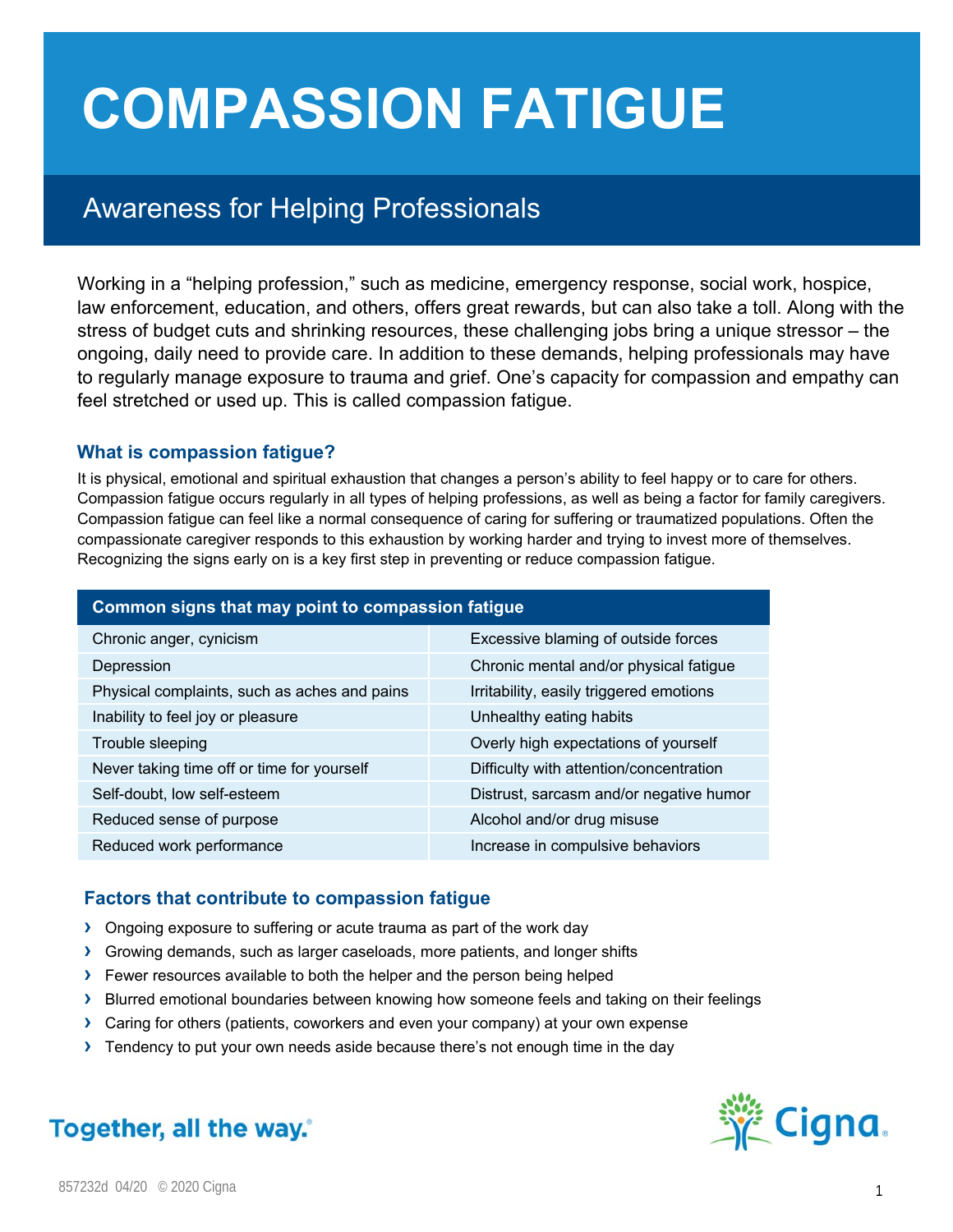# COMPASSION FATIGUE

## Awareness for Helping Professionals

Working in a "helping profession," such as medicine, emergency response, social work, hospice, law enforcement, education, and others, offers great rewards, but can also take a toll. Along with the stress of budget cuts and shrinking resources, these challenging jobs bring a unique stressor – the ongoing, daily need to provide care. In addition to these demands, helping professionals may have to regularly manage exposure to trauma and grief. One's capacity for compassion and empathy can feel stretched or used up. This is called compassion fatigue.

### What is compassion fatigue?

It is physical, emotional and spiritual exhaustion that changes a person's ability to feel happy or to care for others. Compassion fatigue occurs regularly in all types of helping professions, as well as being a factor for family caregivers. Compassion fatigue can feel like a normal consequence of caring for suffering or traumatized populations. Often the compassionate caregiver responds to this exhaustion by working harder and trying to invest more of themselves. Recognizing the signs early on is a key first step in preventing or reduce compassion fatigue.

| Common signs that may point to compassion fatigue | |
|---|---|
| Chronic anger, cynicism | Excessive blaming of outside forces |
| Depression | Chronic mental and/or physical fatigue |
| Physical complaints, such as aches and pains | Irritability, easily triggered emotions |
| Inability to feel joy or pleasure | Unhealthy eating habits |
| Trouble sleeping | Overly high expectations of yourself |
| Never taking time off or time for yourself | Difficulty with attention/concentration |
| Self-doubt, low self-esteem | Distrust, sarcasm and/or negative humor |
| Reduced sense of purpose | Alcohol and/or drug misuse |
| Reduced work performance | Increase in compulsive behaviors |

### Factors that contribute to compassion fatigue

- Ongoing exposure to suffering or acute trauma as part of the work day
- Growing demands, such as larger caseloads, more patients, and longer shifts
- Fewer resources available to both the helper and the person being helped
- Blurred emotional boundaries between knowing how someone feels and taking on their feelings
- Caring for others (patients, coworkers and even your company) at your own expense
- Tendency to put your own needs aside because there's not enough time in the day

Together, all the way.®

Cigna.

857232d 04/20 © 2020 Cigna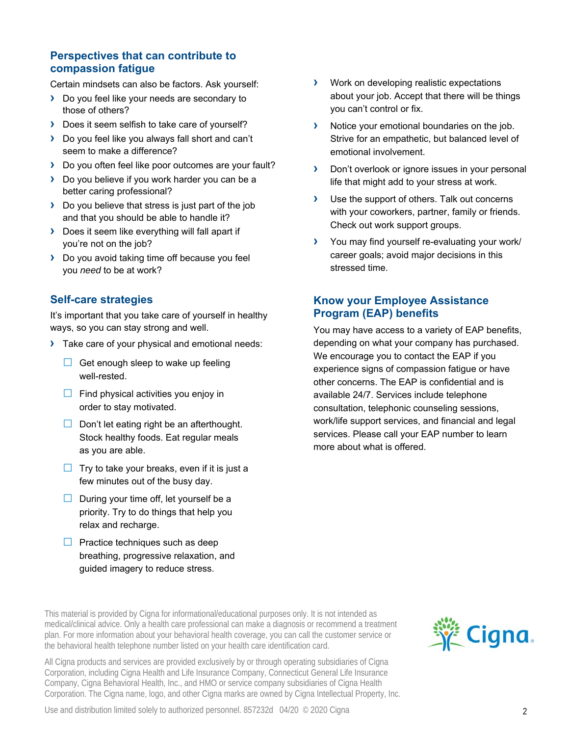## Perspectives that can contribute to compassion fatigue

Certain mindsets can also be factors. Ask yourself:

- Do you feel like your needs are secondary to those of others?
- Does it seem selfish to take care of yourself?
- Do you feel like you always fall short and can't seem to make a difference?
- Do you often feel like poor outcomes are your fault?
- Do you believe if you work harder you can be a better caring professional?
- Do you believe that stress is just part of the job and that you should be able to handle it?
- Does it seem like everything will fall apart if you're not on the job?
- Do you avoid taking time off because you feel you *need* to be at work?

## Self-care strategies

It's important that you take care of yourself in healthy ways, so you can stay strong and well.

- Take care of your physical and emotional needs:
  - [ ] Get enough sleep to wake up feeling well-rested.
  - [ ] Find physical activities you enjoy in order to stay motivated.
  - [ ] Don't let eating right be an afterthought. Stock healthy foods. Eat regular meals as you are able.
  - [ ] Try to take your breaks, even if it is just a few minutes out of the busy day.
  - [ ] During your time off, let yourself be a priority. Try to do things that help you relax and recharge.
  - [ ] Practice techniques such as deep breathing, progressive relaxation, and guided imagery to reduce stress.
- Work on developing realistic expectations about your job. Accept that there will be things you can't control or fix.
- Notice your emotional boundaries on the job. Strive for an empathetic, but balanced level of emotional involvement.
- Don't overlook or ignore issues in your personal life that might add to your stress at work.
- Use the support of others. Talk out concerns with your coworkers, partner, family or friends. Check out work support groups.
- You may find yourself re-evaluating your work/career goals; avoid major decisions in this stressed time.

## Know your Employee Assistance Program (EAP) benefits

You may have access to a variety of EAP benefits, depending on what your company has purchased. We encourage you to contact the EAP if you experience signs of compassion fatigue or have other concerns. The EAP is confidential and is available 24/7. Services include telephone consultation, telephonic counseling sessions, work/life support services, and financial and legal services. Please call your EAP number to learn more about what is offered.

This material is provided by Cigna for informational/educational purposes only. It is not intended as medical/clinical advice. Only a health care professional can make a diagnosis or recommend a treatment plan. For more information about your behavioral health coverage, you can call the customer service or the behavioral health telephone number listed on your health care identification card.

All Cigna products and services are provided exclusively by or through operating subsidiaries of Cigna Corporation, including Cigna Health and Life Insurance Company, Connecticut General Life Insurance Company, Cigna Behavioral Health, Inc., and HMO or service company subsidiaries of Cigna Health Corporation. The Cigna name, logo, and other Cigna marks are owned by Cigna Intellectual Property, Inc.

Use and distribution limited solely to authorized personnel. 857232d 04/20 © 2020 Cigna